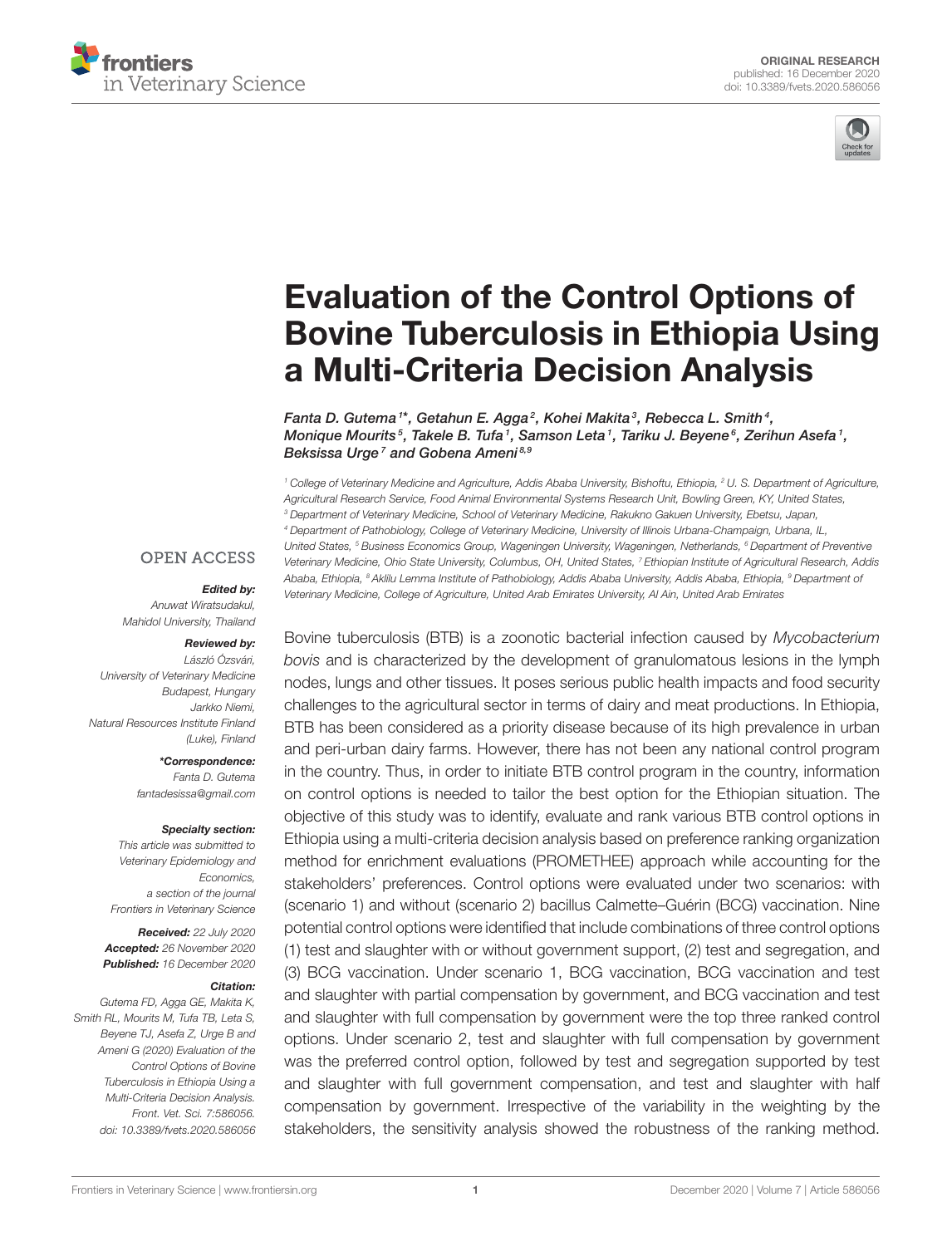ORIGINAL RESEARCH
published: 16 December 2020
doi: 10.3389/fvets.2020.586056

# Evaluation of the Control Options of Bovine Tuberculosis in Ethiopia Using a Multi-Criteria Decision Analysis

*Fanta D. Gutema[1]*, Getahun E. Agga[2], Kohei Makita[3], Rebecca L. Smith[4], Monique Mourits[5], Takele B. Tufa[1], Samson Leta[1], Tariku J. Beyene[6], Zerihun Asefa[1], Beksissa Urge[7] and Gobena Ameni[8,9]*

[1] College of Veterinary Medicine and Agriculture, Addis Ababa University, Bishoftu, Ethiopia, [2] U. S. Department of Agriculture, Agricultural Research Service, Food Animal Environmental Systems Research Unit, Bowling Green, KY, United States, [3] Department of Veterinary Medicine, School of Veterinary Medicine, Rakukno Gakuen University, Ebetsu, Japan, [4] Department of Pathobiology, College of Veterinary Medicine, University of Illinois Urbana-Champaign, Urbana, IL, United States, [5] Business Economics Group, Wageningen University, Wageningen, Netherlands, [6] Department of Preventive Veterinary Medicine, Ohio State University, Columbus, OH, United States, [7] Ethiopian Institute of Agricultural Research, Addis Ababa, Ethiopia, [8] Aklilu Lemma Institute of Pathobiology, Addis Ababa University, Addis Ababa, Ethiopia, [9] Department of Veterinary Medicine, College of Agriculture, United Arab Emirates University, Al Ain, United Arab Emirates

OPEN ACCESS

**Edited by:**
Anuwat Wiratsudakul,
Mahidol University, Thailand

**Reviewed by:**
László Özsvári,
University of Veterinary Medicine Budapest, Hungary
Jarkko Niemi,
Natural Resources Institute Finland (Luke), Finland

***Correspondence:**
Fanta D. Gutema
fantadesissa@gmail.com

**Specialty section:**
This article was submitted to Veterinary Epidemiology and Economics, a section of the journal Frontiers in Veterinary Science

**Received:** 22 July 2020
**Accepted:** 26 November 2020
**Published:** 16 December 2020

**Citation:**
Gutema FD, Agga GE, Makita K, Smith RL, Mourits M, Tufa TB, Leta S, Beyene TJ, Asefa Z, Urge B and Ameni G (2020) Evaluation of the Control Options of Bovine Tuberculosis in Ethiopia Using a Multi-Criteria Decision Analysis. Front. Vet. Sci. 7:586056. doi: 10.3389/fvets.2020.586056

Bovine tuberculosis (BTB) is a zoonotic bacterial infection caused by *Mycobacterium bovis* and is characterized by the development of granulomatous lesions in the lymph nodes, lungs and other tissues. It poses serious public health impacts and food security challenges to the agricultural sector in terms of dairy and meat productions. In Ethiopia, BTB has been considered as a priority disease because of its high prevalence in urban and peri-urban dairy farms. However, there has not been any national control program in the country. Thus, in order to initiate BTB control program in the country, information on control options is needed to tailor the best option for the Ethiopian situation. The objective of this study was to identify, evaluate and rank various BTB control options in Ethiopia using a multi-criteria decision analysis based on preference ranking organization method for enrichment evaluations (PROMETHEE) approach while accounting for the stakeholders' preferences. Control options were evaluated under two scenarios: with (scenario 1) and without (scenario 2) bacillus Calmette–Guérin (BCG) vaccination. Nine potential control options were identified that include combinations of three control options (1) test and slaughter with or without government support, (2) test and segregation, and (3) BCG vaccination. Under scenario 1, BCG vaccination, BCG vaccination and test and slaughter with partial compensation by government, and BCG vaccination and test and slaughter with full compensation by government were the top three ranked control options. Under scenario 2, test and slaughter with full compensation by government was the preferred control option, followed by test and segregation supported by test and slaughter with full government compensation, and test and slaughter with half compensation by government. Irrespective of the variability in the weighting by the stakeholders, the sensitivity analysis showed the robustness of the ranking method.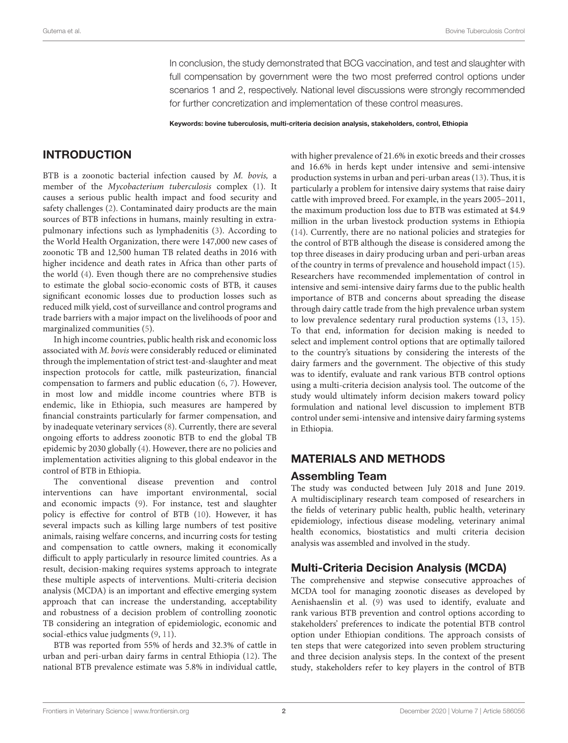In conclusion, the study demonstrated that BCG vaccination, and test and slaughter with full compensation by government were the two most preferred control options under scenarios 1 and 2, respectively. National level discussions were strongly recommended for further concretization and implementation of these control measures.

**Keywords: bovine tuberculosis, multi-criteria decision analysis, stakeholders, control, Ethiopia**

## INTRODUCTION

BTB is a zoonotic bacterial infection caused by *M. bovis,* a member of the *Mycobacterium tuberculosis* complex (1). It causes a serious public health impact and food security and safety challenges (2). Contaminated dairy products are the main sources of BTB infections in humans, mainly resulting in extra-pulmonary infections such as lymphadenitis (3). According to the World Health Organization, there were 147,000 new cases of zoonotic TB and 12,500 human TB related deaths in 2016 with higher incidence and death rates in Africa than other parts of the world (4). Even though there are no comprehensive studies to estimate the global socio-economic costs of BTB, it causes significant economic losses due to production losses such as reduced milk yield, cost of surveillance and control programs and trade barriers with a major impact on the livelihoods of poor and marginalized communities (5).

In high income countries, public health risk and economic loss associated with *M. bovis* were considerably reduced or eliminated through the implementation of strict test-and-slaughter and meat inspection protocols for cattle, milk pasteurization, financial compensation to farmers and public education (6, 7). However, in most low and middle income countries where BTB is endemic, like in Ethiopia, such measures are hampered by financial constraints particularly for farmer compensation, and by inadequate veterinary services (8). Currently, there are several ongoing efforts to address zoonotic BTB to end the global TB epidemic by 2030 globally (4). However, there are no policies and implementation activities aligning to this global endeavor in the control of BTB in Ethiopia.

The conventional disease prevention and control interventions can have important environmental, social and economic impacts (9). For instance, test and slaughter policy is effective for control of BTB (10). However, it has several impacts such as killing large numbers of test positive animals, raising welfare concerns, and incurring costs for testing and compensation to cattle owners, making it economically difficult to apply particularly in resource limited countries. As a result, decision-making requires systems approach to integrate these multiple aspects of interventions. Multi-criteria decision analysis (MCDA) is an important and effective emerging system approach that can increase the understanding, acceptability and robustness of a decision problem of controlling zoonotic TB considering an integration of epidemiologic, economic and social-ethics value judgments (9, 11).

BTB was reported from 55% of herds and 32.3% of cattle in urban and peri-urban dairy farms in central Ethiopia (12). The national BTB prevalence estimate was 5.8% in individual cattle, with higher prevalence of 21.6% in exotic breeds and their crosses and 16.6% in herds kept under intensive and semi-intensive production systems in urban and peri-urban areas (13). Thus, it is particularly a problem for intensive dairy systems that raise dairy cattle with improved breed. For example, in the years 2005–2011, the maximum production loss due to BTB was estimated at $4.9 million in the urban livestock production systems in Ethiopia (14). Currently, there are no national policies and strategies for the control of BTB although the disease is considered among the top three diseases in dairy producing urban and peri-urban areas of the country in terms of prevalence and household impact (15). Researchers have recommended implementation of control in intensive and semi-intensive dairy farms due to the public health importance of BTB and concerns about spreading the disease through dairy cattle trade from the high prevalence urban system to low prevalence sedentary rural production systems (13, 15). To that end, information for decision making is needed to select and implement control options that are optimally tailored to the country's situations by considering the interests of the dairy farmers and the government. The objective of this study was to identify, evaluate and rank various BTB control options using a multi-criteria decision analysis tool. The outcome of the study would ultimately inform decision makers toward policy formulation and national level discussion to implement BTB control under semi-intensive and intensive dairy farming systems in Ethiopia.

## MATERIALS AND METHODS

### Assembling Team

The study was conducted between July 2018 and June 2019. A multidisciplinary research team composed of researchers in the fields of veterinary public health, public health, veterinary epidemiology, infectious disease modeling, veterinary animal health economics, biostatistics and multi criteria decision analysis was assembled and involved in the study.

### Multi-Criteria Decision Analysis (MCDA)

The comprehensive and stepwise consecutive approaches of MCDA tool for managing zoonotic diseases as developed by Aenishaenslin et al. (9) was used to identify, evaluate and rank various BTB prevention and control options according to stakeholders' preferences to indicate the potential BTB control option under Ethiopian conditions. The approach consists of ten steps that were categorized into seven problem structuring and three decision analysis steps. In the context of the present study, stakeholders refer to key players in the control of BTB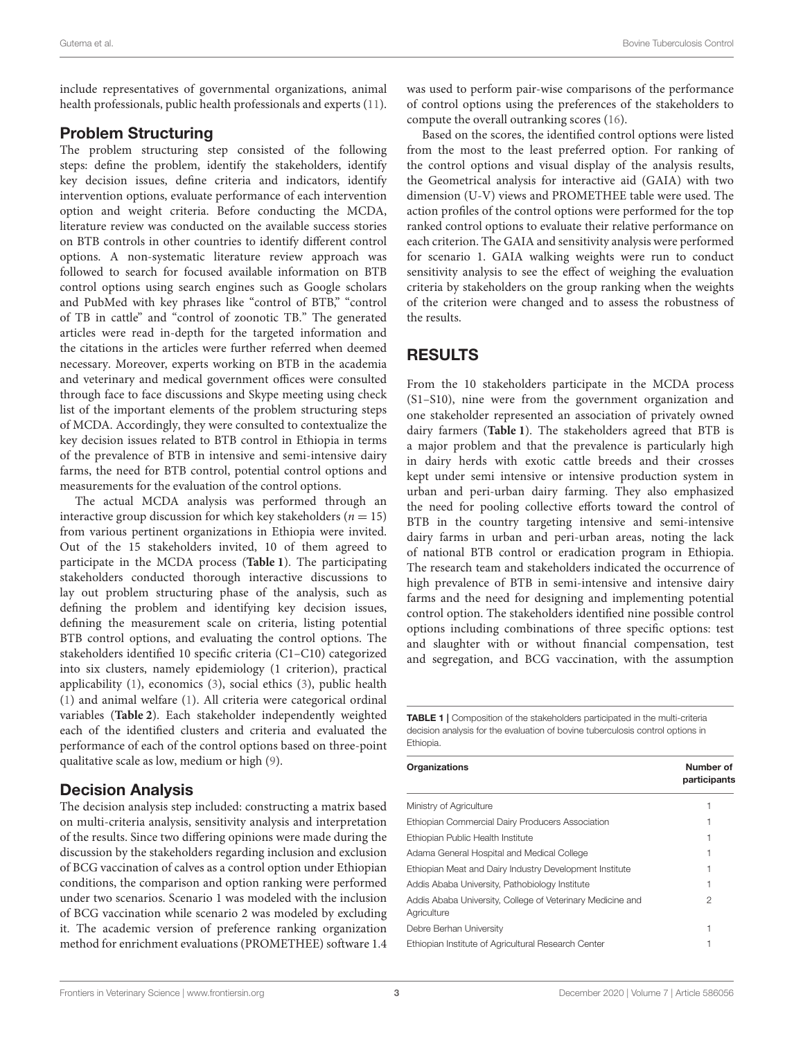include representatives of governmental organizations, animal health professionals, public health professionals and experts (11).

## Problem Structuring

The problem structuring step consisted of the following steps: define the problem, identify the stakeholders, identify key decision issues, define criteria and indicators, identify intervention options, evaluate performance of each intervention option and weight criteria. Before conducting the MCDA, literature review was conducted on the available success stories on BTB controls in other countries to identify different control options. A non-systematic literature review approach was followed to search for focused available information on BTB control options using search engines such as Google scholars and PubMed with key phrases like "control of BTB," "control of TB in cattle" and "control of zoonotic TB." The generated articles were read in-depth for the targeted information and the citations in the articles were further referred when deemed necessary. Moreover, experts working on BTB in the academia and veterinary and medical government offices were consulted through face to face discussions and Skype meeting using check list of the important elements of the problem structuring steps of MCDA. Accordingly, they were consulted to contextualize the key decision issues related to BTB control in Ethiopia in terms of the prevalence of BTB in intensive and semi-intensive dairy farms, the need for BTB control, potential control options and measurements for the evaluation of the control options.

The actual MCDA analysis was performed through an interactive group discussion for which key stakeholders ($n = 15$) from various pertinent organizations in Ethiopia were invited. Out of the 15 stakeholders invited, 10 of them agreed to participate in the MCDA process (**Table 1**). The participating stakeholders conducted thorough interactive discussions to lay out problem structuring phase of the analysis, such as defining the problem and identifying key decision issues, defining the measurement scale on criteria, listing potential BTB control options, and evaluating the control options. The stakeholders identified 10 specific criteria (C1–C10) categorized into six clusters, namely epidemiology (1 criterion), practical applicability (1), economics (3), social ethics (3), public health (1) and animal welfare (1). All criteria were categorical ordinal variables (**Table 2**). Each stakeholder independently weighted each of the identified clusters and criteria and evaluated the performance of each of the control options based on three-point qualitative scale as low, medium or high (9).

## Decision Analysis

The decision analysis step included: constructing a matrix based on multi-criteria analysis, sensitivity analysis and interpretation of the results. Since two differing opinions were made during the discussion by the stakeholders regarding inclusion and exclusion of BCG vaccination of calves as a control option under Ethiopian conditions, the comparison and option ranking were performed under two scenarios. Scenario 1 was modeled with the inclusion of BCG vaccination while scenario 2 was modeled by excluding it. The academic version of preference ranking organization method for enrichment evaluations (PROMETHEE) software 1.4 was used to perform pair-wise comparisons of the performance of control options using the preferences of the stakeholders to compute the overall outranking scores (16).

Based on the scores, the identified control options were listed from the most to the least preferred option. For ranking of the control options and visual display of the analysis results, the Geometrical analysis for interactive aid (GAIA) with two dimension (U-V) views and PROMETHEE table were used. The action profiles of the control options were performed for the top ranked control options to evaluate their relative performance on each criterion. The GAIA and sensitivity analysis were performed for scenario 1. GAIA walking weights were run to conduct sensitivity analysis to see the effect of weighing the evaluation criteria by stakeholders on the group ranking when the weights of the criterion were changed and to assess the robustness of the results.

# RESULTS

From the 10 stakeholders participate in the MCDA process (S1–S10), nine were from the government organization and one stakeholder represented an association of privately owned dairy farmers (**Table 1**). The stakeholders agreed that BTB is a major problem and that the prevalence is particularly high in dairy herds with exotic cattle breeds and their crosses kept under semi intensive or intensive production system in urban and peri-urban dairy farming. They also emphasized the need for pooling collective efforts toward the control of BTB in the country targeting intensive and semi-intensive dairy farms in urban and peri-urban areas, noting the lack of national BTB control or eradication program in Ethiopia. The research team and stakeholders indicated the occurrence of high prevalence of BTB in semi-intensive and intensive dairy farms and the need for designing and implementing potential control option. The stakeholders identified nine possible control options including combinations of three specific options: test and slaughter with or without financial compensation, test and segregation, and BCG vaccination, with the assumption

**TABLE 1** | Composition of the stakeholders participated in the multi-criteria decision analysis for the evaluation of bovine tuberculosis control options in Ethiopia.

| Organizations | Number of participants |
|---|---|
| Ministry of Agriculture | 1 |
| Ethiopian Commercial Dairy Producers Association | 1 |
| Ethiopian Public Health Institute | 1 |
| Adama General Hospital and Medical College | 1 |
| Ethiopian Meat and Dairy Industry Development Institute | 1 |
| Addis Ababa University, Pathobiology Institute | 1 |
| Addis Ababa University, College of Veterinary Medicine and Agriculture | 2 |
| Debre Berhan University | 1 |
| Ethiopian Institute of Agricultural Research Center | 1 |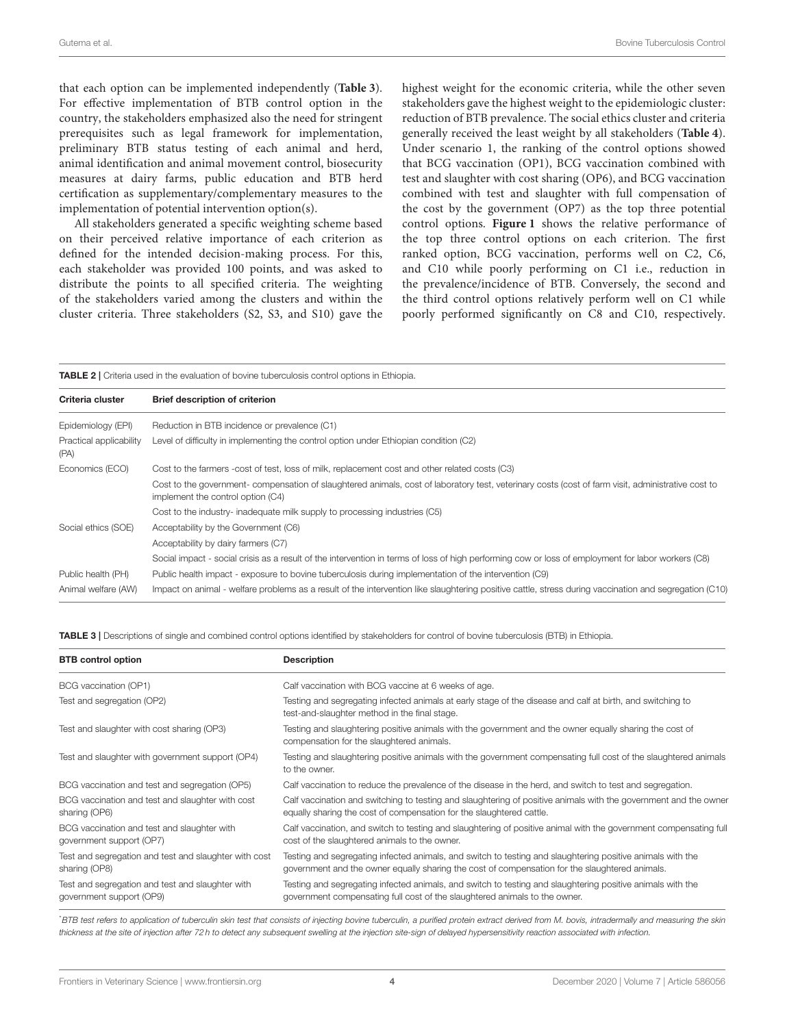that each option can be implemented independently (**Table 3**). For effective implementation of BTB control option in the country, the stakeholders emphasized also the need for stringent prerequisites such as legal framework for implementation, preliminary BTB status testing of each animal and herd, animal identification and animal movement control, biosecurity measures at dairy farms, public education and BTB herd certification as supplementary/complementary measures to the implementation of potential intervention option(s).

All stakeholders generated a specific weighting scheme based on their perceived relative importance of each criterion as defined for the intended decision-making process. For this, each stakeholder was provided 100 points, and was asked to distribute the points to all specified criteria. The weighting of the stakeholders varied among the clusters and within the cluster criteria. Three stakeholders (S2, S3, and S10) gave the highest weight for the economic criteria, while the other seven stakeholders gave the highest weight to the epidemiologic cluster: reduction of BTB prevalence. The social ethics cluster and criteria generally received the least weight by all stakeholders (**Table 4**). Under scenario 1, the ranking of the control options showed that BCG vaccination (OP1), BCG vaccination combined with test and slaughter with cost sharing (OP6), and BCG vaccination combined with test and slaughter with full compensation of the cost by the government (OP7) as the top three potential control options. **Figure 1** shows the relative performance of the top three control options on each criterion. The first ranked option, BCG vaccination, performs well on C2, C6, and C10 while poorly performing on C1 i.e., reduction in the prevalence/incidence of BTB. Conversely, the second and the third control options relatively perform well on C1 while poorly performed significantly on C8 and C10, respectively.

**TABLE 2 |** Criteria used in the evaluation of bovine tuberculosis control options in Ethiopia.

| Criteria cluster | Brief description of criterion |
|---|---|
| Epidemiology (EPI) | Reduction in BTB incidence or prevalence (C1) |
| Practical applicability (PA) | Level of difficulty in implementing the control option under Ethiopian condition (C2) |
| Economics (ECO) | Cost to the farmers -cost of test, loss of milk, replacement cost and other related costs (C3) |
| | Cost to the government- compensation of slaughtered animals, cost of laboratory test, veterinary costs (cost of farm visit, administrative cost to implement the control option (C4) |
| | Cost to the industry- inadequate milk supply to processing industries (C5) |
| Social ethics (SOE) | Acceptability by the Government (C6) |
| | Acceptability by dairy farmers (C7) |
| | Social impact - social crisis as a result of the intervention in terms of loss of high performing cow or loss of employment for labor workers (C8) |
| Public health (PH) | Public health impact - exposure to bovine tuberculosis during implementation of the intervention (C9) |
| Animal welfare (AW) | Impact on animal - welfare problems as a result of the intervention like slaughtering positive cattle, stress during vaccination and segregation (C10) |

**TABLE 3 |** Descriptions of single and combined control options identified by stakeholders for control of bovine tuberculosis (BTB) in Ethiopia.

| BTB control option | Description |
|---|---|
| BCG vaccination (OP1) | Calf vaccination with BCG vaccine at 6 weeks of age. |
| Test and segregation (OP2) | Testing and segregating infected animals at early stage of the disease and calf at birth, and switching to test-and-slaughter method in the final stage. |
| Test and slaughter with cost sharing (OP3) | Testing and slaughtering positive animals with the government and the owner equally sharing the cost of compensation for the slaughtered animals. |
| Test and slaughter with government support (OP4) | Testing and slaughtering positive animals with the government compensating full cost of the slaughtered animals to the owner. |
| BCG vaccination and test and segregation (OP5) | Calf vaccination to reduce the prevalence of the disease in the herd, and switch to test and segregation. |
| BCG vaccination and test and slaughter with cost sharing (OP6) | Calf vaccination and switching to testing and slaughtering of positive animals with the government and the owner equally sharing the cost of compensation for the slaughtered cattle. |
| BCG vaccination and test and slaughter with government support (OP7) | Calf vaccination, and switch to testing and slaughtering of positive animal with the government compensating full cost of the slaughtered animals to the owner. |
| Test and segregation and test and slaughter with cost sharing (OP8) | Testing and segregating infected animals, and switch to testing and slaughtering positive animals with the government and the owner equally sharing the cost of compensation for the slaughtered animals. |
| Test and segregation and test and slaughter with government support (OP9) | Testing and segregating infected animals, and switch to testing and slaughtering positive animals with the government compensating full cost of the slaughtered animals to the owner. |

*[*] BTB test refers to application of tuberculin skin test that consists of injecting bovine tuberculin, a purified protein extract derived from M. bovis, intradermally and measuring the skin thickness at the site of injection after 72 h to detect any subsequent swelling at the injection site-sign of delayed hypersensitivity reaction associated with infection.*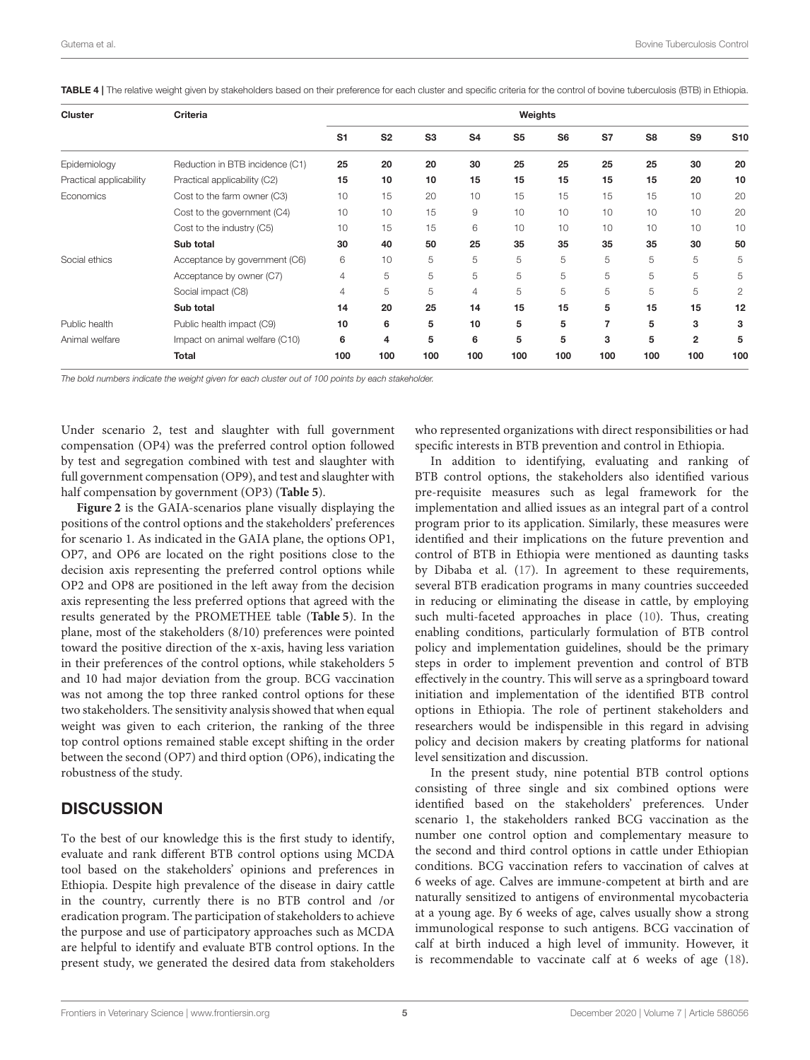**TABLE 4 |** The relative weight given by stakeholders based on their preference for each cluster and specific criteria for the control of bovine tuberculosis (BTB) in Ethiopia.

| Cluster | Criteria | Weights | | | | | | | | | |
|---|---|---|---|---|---|---|---|---|---|---|---|
| | | S1 | S2 | S3 | S4 | S5 | S6 | S7 | S8 | S9 | S10 |
| Epidemiology | Reduction in BTB incidence (C1) | **25** | **20** | **20** | **30** | **25** | **25** | **25** | **25** | **30** | **20** |
| Practical applicability | Practical applicability (C2) | **15** | **10** | **10** | **15** | **15** | **15** | **15** | **15** | **20** | **10** |
| Economics | Cost to the farm owner (C3) | 10 | 15 | 20 | 10 | 15 | 15 | 15 | 15 | 10 | 20 |
| | Cost to the government (C4) | 10 | 10 | 15 | 9 | 10 | 10 | 10 | 10 | 10 | 20 |
| | Cost to the industry (C5) | 10 | 15 | 15 | 6 | 10 | 10 | 10 | 10 | 10 | 10 |
| | **Sub total** | **30** | **40** | **50** | **25** | **35** | **35** | **35** | **35** | **30** | **50** |
| Social ethics | Acceptance by government (C6) | 6 | 10 | 5 | 5 | 5 | 5 | 5 | 5 | 5 | 5 |
| | Acceptance by owner (C7) | 4 | 5 | 5 | 5 | 5 | 5 | 5 | 5 | 5 | 5 |
| | Social impact (C8) | 4 | 5 | 5 | 4 | 5 | 5 | 5 | 5 | 5 | 2 |
| | **Sub total** | **14** | **20** | **25** | **14** | **15** | **15** | **5** | **15** | **15** | **12** |
| Public health | Public health impact (C9) | **10** | **6** | **5** | **10** | **5** | **5** | **7** | **5** | **3** | **3** |
| Animal welfare | Impact on animal welfare (C10) | **6** | **4** | **5** | **6** | **5** | **5** | **3** | **5** | **2** | **5** |
| | **Total** | **100** | **100** | **100** | **100** | **100** | **100** | **100** | **100** | **100** | **100** |

*The bold numbers indicate the weight given for each cluster out of 100 points by each stakeholder.*

Under scenario 2, test and slaughter with full government compensation (OP4) was the preferred control option followed by test and segregation combined with test and slaughter with full government compensation (OP9), and test and slaughter with half compensation by government (OP3) (**Table 5**).

**Figure 2** is the GAIA-scenarios plane visually displaying the positions of the control options and the stakeholders' preferences for scenario 1. As indicated in the GAIA plane, the options OP1, OP7, and OP6 are located on the right positions close to the decision axis representing the preferred control options while OP2 and OP8 are positioned in the left away from the decision axis representing the less preferred options that agreed with the results generated by the PROMETHEE table (**Table 5**). In the plane, most of the stakeholders (8/10) preferences were pointed toward the positive direction of the x-axis, having less variation in their preferences of the control options, while stakeholders 5 and 10 had major deviation from the group. BCG vaccination was not among the top three ranked control options for these two stakeholders. The sensitivity analysis showed that when equal weight was given to each criterion, the ranking of the three top control options remained stable except shifting in the order between the second (OP7) and third option (OP6), indicating the robustness of the study.

## DISCUSSION

To the best of our knowledge this is the first study to identify, evaluate and rank different BTB control options using MCDA tool based on the stakeholders' opinions and preferences in Ethiopia. Despite high prevalence of the disease in dairy cattle in the country, currently there is no BTB control and /or eradication program. The participation of stakeholders to achieve the purpose and use of participatory approaches such as MCDA are helpful to identify and evaluate BTB control options. In the present study, we generated the desired data from stakeholders who represented organizations with direct responsibilities or had specific interests in BTB prevention and control in Ethiopia.

In addition to identifying, evaluating and ranking of BTB control options, the stakeholders also identified various pre-requisite measures such as legal framework for the implementation and allied issues as an integral part of a control program prior to its application. Similarly, these measures were identified and their implications on the future prevention and control of BTB in Ethiopia were mentioned as daunting tasks by Dibaba et al. (17). In agreement to these requirements, several BTB eradication programs in many countries succeeded in reducing or eliminating the disease in cattle, by employing such multi-faceted approaches in place (10). Thus, creating enabling conditions, particularly formulation of BTB control policy and implementation guidelines, should be the primary steps in order to implement prevention and control of BTB effectively in the country. This will serve as a springboard toward initiation and implementation of the identified BTB control options in Ethiopia. The role of pertinent stakeholders and researchers would be indispensible in this regard in advising policy and decision makers by creating platforms for national level sensitization and discussion.

In the present study, nine potential BTB control options consisting of three single and six combined options were identified based on the stakeholders' preferences. Under scenario 1, the stakeholders ranked BCG vaccination as the number one control option and complementary measure to the second and third control options in cattle under Ethiopian conditions. BCG vaccination refers to vaccination of calves at 6 weeks of age. Calves are immune-competent at birth and are naturally sensitized to antigens of environmental mycobacteria at a young age. By 6 weeks of age, calves usually show a strong immunological response to such antigens. BCG vaccination of calf at birth induced a high level of immunity. However, it is recommendable to vaccinate calf at 6 weeks of age (18).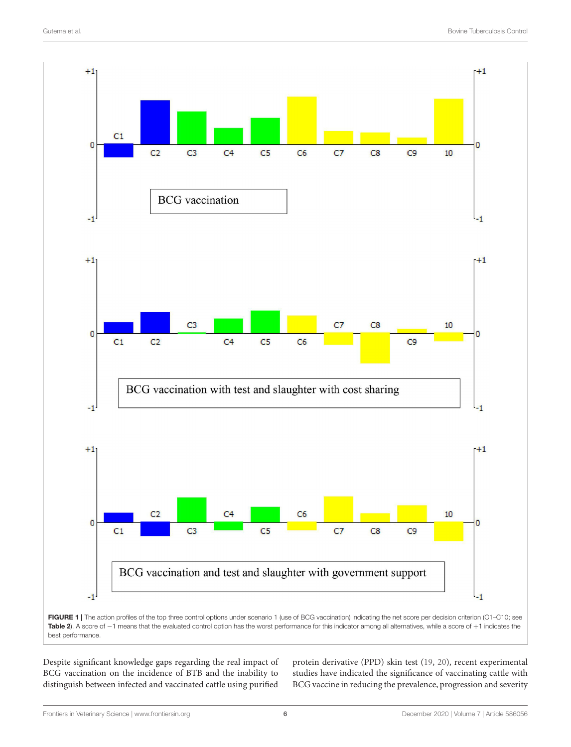**FIGURE 1** | The action profiles of the top three control options under scenario 1 (use of BCG vaccination) indicating the net score per decision criterion (C1–C10; see **Table 2**). A score of −1 means that the evaluated control option has the worst performance for this indicator among all alternatives, while a score of +1 indicates the best performance.

Despite significant knowledge gaps regarding the real impact of BCG vaccination on the incidence of BTB and the inability to distinguish between infected and vaccinated cattle using purified protein derivative (PPD) skin test (19, 20), recent experimental studies have indicated the significance of vaccinating cattle with BCG vaccine in reducing the prevalence, progression and severity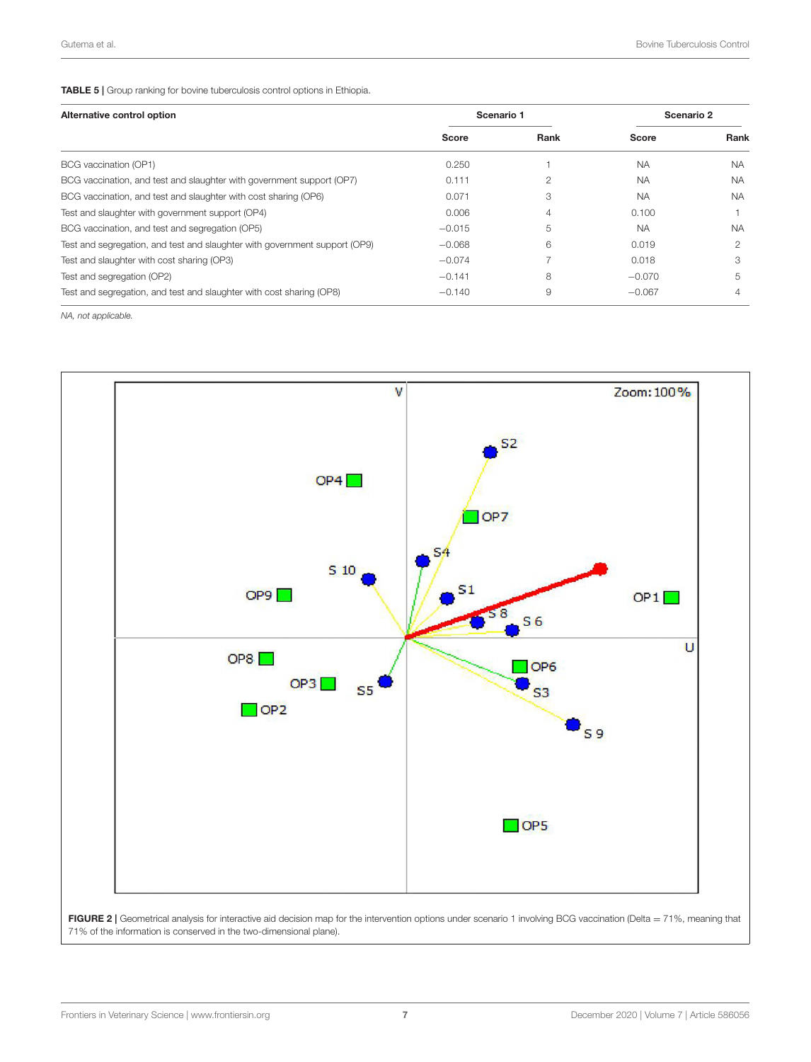**TABLE 5 |** Group ranking for bovine tuberculosis control options in Ethiopia.

| Alternative control option | Scenario 1 | | Scenario 2 | |
|---|---|---|---|---|
| | Score | Rank | Score | Rank |
| BCG vaccination (OP1) | 0.250 | 1 | NA | NA |
| BCG vaccination, and test and slaughter with government support (OP7) | 0.111 | 2 | NA | NA |
| BCG vaccination, and test and slaughter with cost sharing (OP6) | 0.071 | 3 | NA | NA |
| Test and slaughter with government support (OP4) | 0.006 | 4 | 0.100 | 1 |
| BCG vaccination, and test and segregation (OP5) | −0.015 | 5 | NA | NA |
| Test and segregation, and test and slaughter with government support (OP9) | −0.068 | 6 | 0.019 | 2 |
| Test and slaughter with cost sharing (OP3) | −0.074 | 7 | 0.018 | 3 |
| Test and segregation (OP2) | −0.141 | 8 | −0.070 | 5 |
| Test and segregation, and test and slaughter with cost sharing (OP8) | −0.140 | 9 | −0.067 | 4 |

*NA, not applicable.*

**FIGURE 2 |** Geometrical analysis for interactive aid decision map for the intervention options under scenario 1 involving BCG vaccination (Delta = 71%, meaning that 71% of the information is conserved in the two-dimensional plane).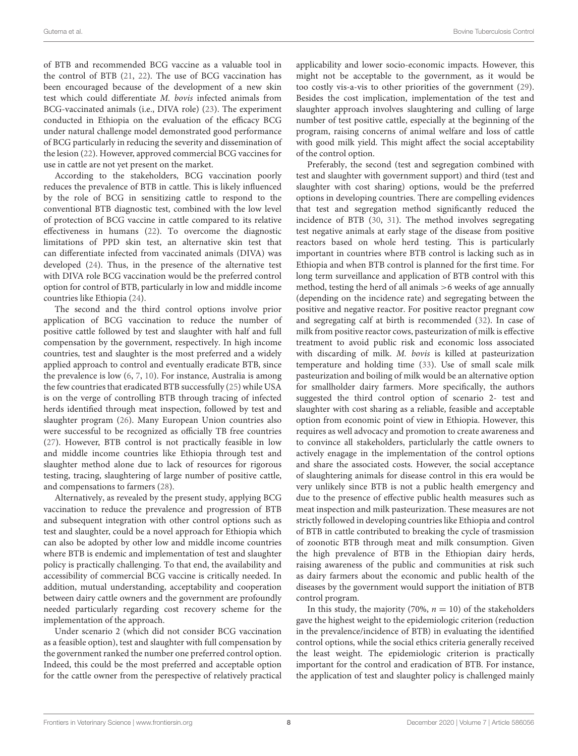of BTB and recommended BCG vaccine as a valuable tool in the control of BTB (21, 22). The use of BCG vaccination has been encouraged because of the development of a new skin test which could differentiate *M. bovis* infected animals from BCG-vaccinated animals (i.e., DIVA role) (23). The experiment conducted in Ethiopia on the evaluation of the efficacy BCG under natural challenge model demonstrated good performance of BCG particularly in reducing the severity and dissemination of the lesion (22). However, approved commercial BCG vaccines for use in cattle are not yet present on the market.

According to the stakeholders, BCG vaccination poorly reduces the prevalence of BTB in cattle. This is likely influenced by the role of BCG in sensitizing cattle to respond to the conventional BTB diagnostic test, combined with the low level of protection of BCG vaccine in cattle compared to its relative effectiveness in humans (22). To overcome the diagnostic limitations of PPD skin test, an alternative skin test that can differentiate infected from vaccinated animals (DIVA) was developed (24). Thus, in the presence of the alternative test with DIVA role BCG vaccination would be the preferred control option for control of BTB, particularly in low and middle income countries like Ethiopia (24).

The second and the third control options involve prior application of BCG vaccination to reduce the number of positive cattle followed by test and slaughter with half and full compensation by the government, respectively. In high income countries, test and slaughter is the most preferred and a widely applied approach to control and eventually eradicate BTB, since the prevalence is low (6, 7, 10). For instance, Australia is among the few countries that eradicated BTB successfully (25) while USA is on the verge of controlling BTB through tracing of infected herds identified through meat inspection, followed by test and slaughter program (26). Many European Union countries also were successful to be recognized as officially TB free countries (27). However, BTB control is not practically feasible in low and middle income countries like Ethiopia through test and slaughter method alone due to lack of resources for rigorous testing, tracing, slaughtering of large number of positive cattle, and compensations to farmers (28).

Alternatively, as revealed by the present study, applying BCG vaccination to reduce the prevalence and progression of BTB and subsequent integration with other control options such as test and slaughter, could be a novel approach for Ethiopia which can also be adopted by other low and middle income countries where BTB is endemic and implementation of test and slaughter policy is practically challenging. To that end, the availability and accessibility of commercial BCG vaccine is critically needed. In addition, mutual understanding, acceptability and cooperation between dairy cattle owners and the government are profoundly needed particularly regarding cost recovery scheme for the implementation of the approach.

Under scenario 2 (which did not consider BCG vaccination as a feasible option), test and slaughter with full compensation by the government ranked the number one preferred control option. Indeed, this could be the most preferred and acceptable option for the cattle owner from the perespective of relatively practical applicability and lower socio-economic impacts. However, this might not be acceptable to the government, as it would be too costly vis-a-vis to other priorities of the government (29). Besides the cost implication, implementation of the test and slaughter approach involves slaughtering and culling of large number of test positive cattle, especially at the beginning of the program, raising concerns of animal welfare and loss of cattle with good milk yield. This might affect the social acceptability of the control option.

Preferably, the second (test and segregation combined with test and slaughter with government support) and third (test and slaughter with cost sharing) options, would be the preferred options in developing countries. There are compelling evidences that test and segregation method significantly reduced the incidence of BTB (30, 31). The method involves segregating test negative animals at early stage of the disease from positive reactors based on whole herd testing. This is particularly important in countries where BTB control is lacking such as in Ethiopia and when BTB control is planned for the first time. For long term surveillance and application of BTB control with this method, testing the herd of all animals >6 weeks of age annually (depending on the incidence rate) and segregating between the positive and negative reactor. For positive reactor pregnant cow and segregating calf at birth is recommended (32). In case of milk from positive reactor cows, pasteurization of milk is effective treatment to avoid public risk and economic loss associated with discarding of milk. *M. bovis* is killed at pasteurization temperature and holding time (33). Use of small scale milk pasteurization and boiling of milk would be an alternative option for smallholder dairy farmers. More specifically, the authors suggested the third control option of scenario 2- test and slaughter with cost sharing as a reliable, feasible and acceptable option from economic point of view in Ethiopia. However, this requires as well advocacy and promotion to create awareness and to convince all stakeholders, particlularly the cattle owners to actively enagage in the implementation of the control options and share the associated costs. However, the social acceptance of slaughtering animals for disease control in this era would be very unlikely since BTB is not a public health emergency and due to the presence of effective public health measures such as meat inspection and milk pasteurization. These measures are not strictly followed in developing countries like Ethiopia and control of BTB in cattle contributed to breaking the cycle of trasmission of zoonotic BTB through meat and milk consumption. Given the high prevalence of BTB in the Ethiopian dairy herds, raising awareness of the public and communities at risk such as dairy farmers about the economic and public health of the diseases by the government would support the initiation of BTB control program.

In this study, the majority (70%, $n = 10$) of the stakeholders gave the highest weight to the epidemiologic criterion (reduction in the prevalence/incidence of BTB) in evaluating the identified control options, while the social ethics criteria generally received the least weight. The epidemiologic criterion is practically important for the control and eradication of BTB. For instance, the application of test and slaughter policy is challenged mainly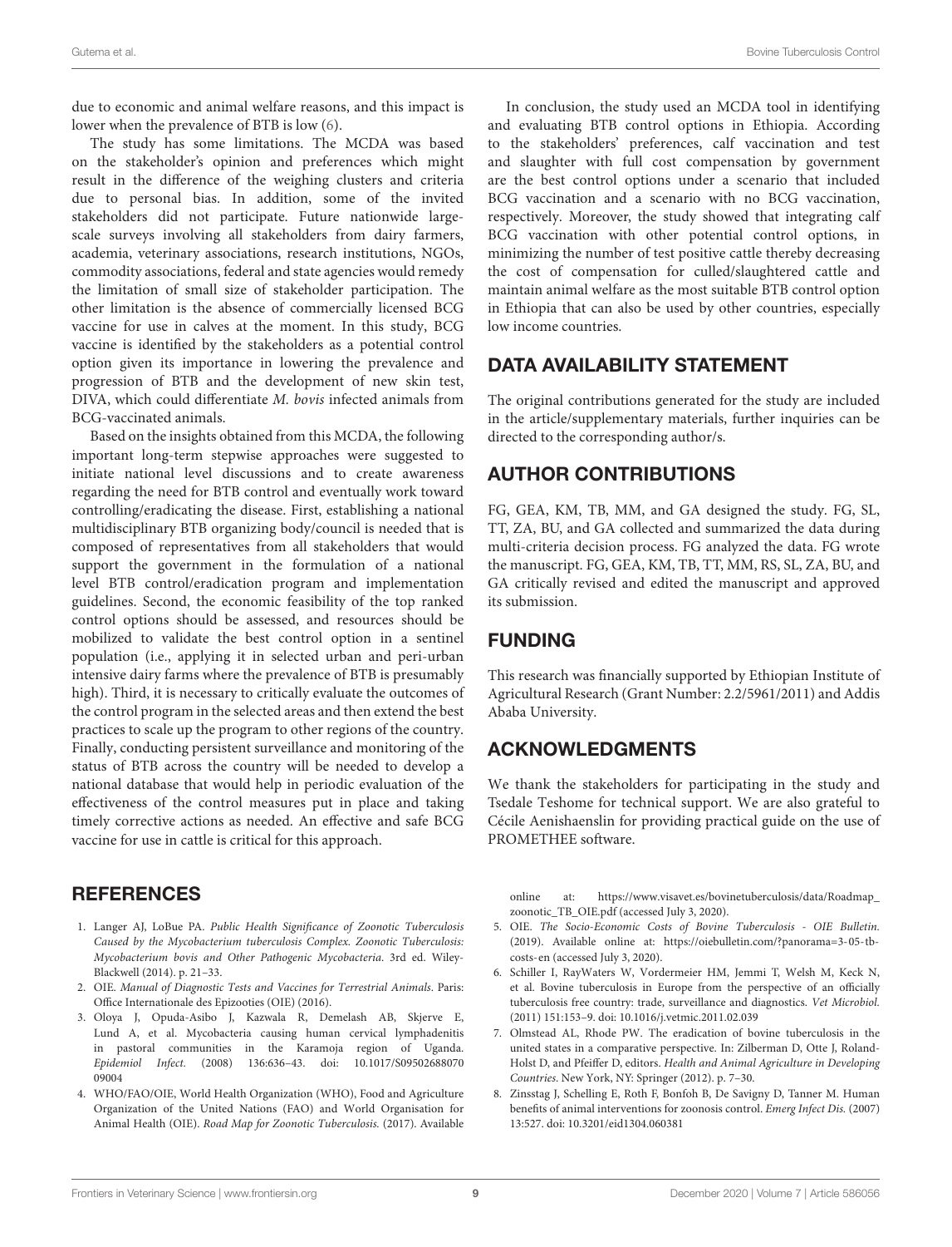due to economic and animal welfare reasons, and this impact is lower when the prevalence of BTB is low (6).

The study has some limitations. The MCDA was based on the stakeholder's opinion and preferences which might result in the difference of the weighing clusters and criteria due to personal bias. In addition, some of the invited stakeholders did not participate. Future nationwide large-scale surveys involving all stakeholders from dairy farmers, academia, veterinary associations, research institutions, NGOs, commodity associations, federal and state agencies would remedy the limitation of small size of stakeholder participation. The other limitation is the absence of commercially licensed BCG vaccine for use in calves at the moment. In this study, BCG vaccine is identified by the stakeholders as a potential control option given its importance in lowering the prevalence and progression of BTB and the development of new skin test, DIVA, which could differentiate *M. bovis* infected animals from BCG-vaccinated animals.

Based on the insights obtained from this MCDA, the following important long-term stepwise approaches were suggested to initiate national level discussions and to create awareness regarding the need for BTB control and eventually work toward controlling/eradicating the disease. First, establishing a national multidisciplinary BTB organizing body/council is needed that is composed of representatives from all stakeholders that would support the government in the formulation of a national level BTB control/eradication program and implementation guidelines. Second, the economic feasibility of the top ranked control options should be assessed, and resources should be mobilized to validate the best control option in a sentinel population (i.e., applying it in selected urban and peri-urban intensive dairy farms where the prevalence of BTB is presumably high). Third, it is necessary to critically evaluate the outcomes of the control program in the selected areas and then extend the best practices to scale up the program to other regions of the country. Finally, conducting persistent surveillance and monitoring of the status of BTB across the country will be needed to develop a national database that would help in periodic evaluation of the effectiveness of the control measures put in place and taking timely corrective actions as needed. An effective and safe BCG vaccine for use in cattle is critical for this approach.

In conclusion, the study used an MCDA tool in identifying and evaluating BTB control options in Ethiopia. According to the stakeholders' preferences, calf vaccination and test and slaughter with full cost compensation by government are the best control options under a scenario that included BCG vaccination and a scenario with no BCG vaccination, respectively. Moreover, the study showed that integrating calf BCG vaccination with other potential control options, in minimizing the number of test positive cattle thereby decreasing the cost of compensation for culled/slaughtered cattle and maintain animal welfare as the most suitable BTB control option in Ethiopia that can also be used by other countries, especially low income countries.

## DATA AVAILABILITY STATEMENT

The original contributions generated for the study are included in the article/supplementary materials, further inquiries can be directed to the corresponding author/s.

## AUTHOR CONTRIBUTIONS

FG, GEA, KM, TB, MM, and GA designed the study. FG, SL, TT, ZA, BU, and GA collected and summarized the data during multi-criteria decision process. FG analyzed the data. FG wrote the manuscript. FG, GEA, KM, TB, TT, MM, RS, SL, ZA, BU, and GA critically revised and edited the manuscript and approved its submission.

## FUNDING

This research was financially supported by Ethiopian Institute of Agricultural Research (Grant Number: 2.2/5961/2011) and Addis Ababa University.

## ACKNOWLEDGMENTS

We thank the stakeholders for participating in the study and Tsedale Teshome for technical support. We are also grateful to Cécile Aenishaenslin for providing practical guide on the use of PROMETHEE software.

## REFERENCES

1. Langer AJ, LoBue PA. *Public Health Significance of Zoonotic Tuberculosis Caused by the Mycobacterium tuberculosis Complex. Zoonotic Tuberculosis: Mycobacterium bovis and Other Pathogenic Mycobacteria*. 3rd ed. Wiley-Blackwell (2014). p. 21–33.
2. OIE. *Manual of Diagnostic Tests and Vaccines for Terrestrial Animals*. Paris: Office Internationale des Epizooties (OIE) (2016).
3. Oloya J, Opuda-Asibo J, Kazwala R, Demelash AB, Skjerve E, Lund A, et al. Mycobacteria causing human cervical lymphadenitis in pastoral communities in the Karamoja region of Uganda. *Epidemiol Infect.* (2008) 136:636–43. doi: 10.1017/S0950268807009004
4. WHO/FAO/OIE, World Health Organization (WHO), Food and Agriculture Organization of the United Nations (FAO) and World Organisation for Animal Health (OIE). *Road Map for Zoonotic Tuberculosis.* (2017). Available online at: https://www.visavet.es/bovinetuberculosis/data/Roadmap_zoonotic_TB_OIE.pdf (accessed July 3, 2020).
5. OIE. *The Socio-Economic Costs of Bovine Tuberculosis - OIE Bulletin.* (2019). Available online at: https://oiebulletin.com/?panorama=3-05-tb-costs-en (accessed July 3, 2020).
6. Schiller I, RayWaters W, Vordermeier HM, Jemmi T, Welsh M, Keck N, et al. Bovine tuberculosis in Europe from the perspective of an officially tuberculosis free country: trade, surveillance and diagnostics. *Vet Microbiol.* (2011) 151:153–9. doi: 10.1016/j.vetmic.2011.02.039
7. Olmstead AL, Rhode PW. The eradication of bovine tuberculosis in the united states in a comparative perspective. In: Zilberman D, Otte J, Roland-Holst D, and Pfeiffer D, editors. *Health and Animal Agriculture in Developing Countries*. New York, NY: Springer (2012). p. 7–30.
8. Zinsstag J, Schelling E, Roth F, Bonfoh B, De Savigny D, Tanner M. Human benefits of animal interventions for zoonosis control. *Emerg Infect Dis.* (2007) 13:527. doi: 10.3201/eid1304.060381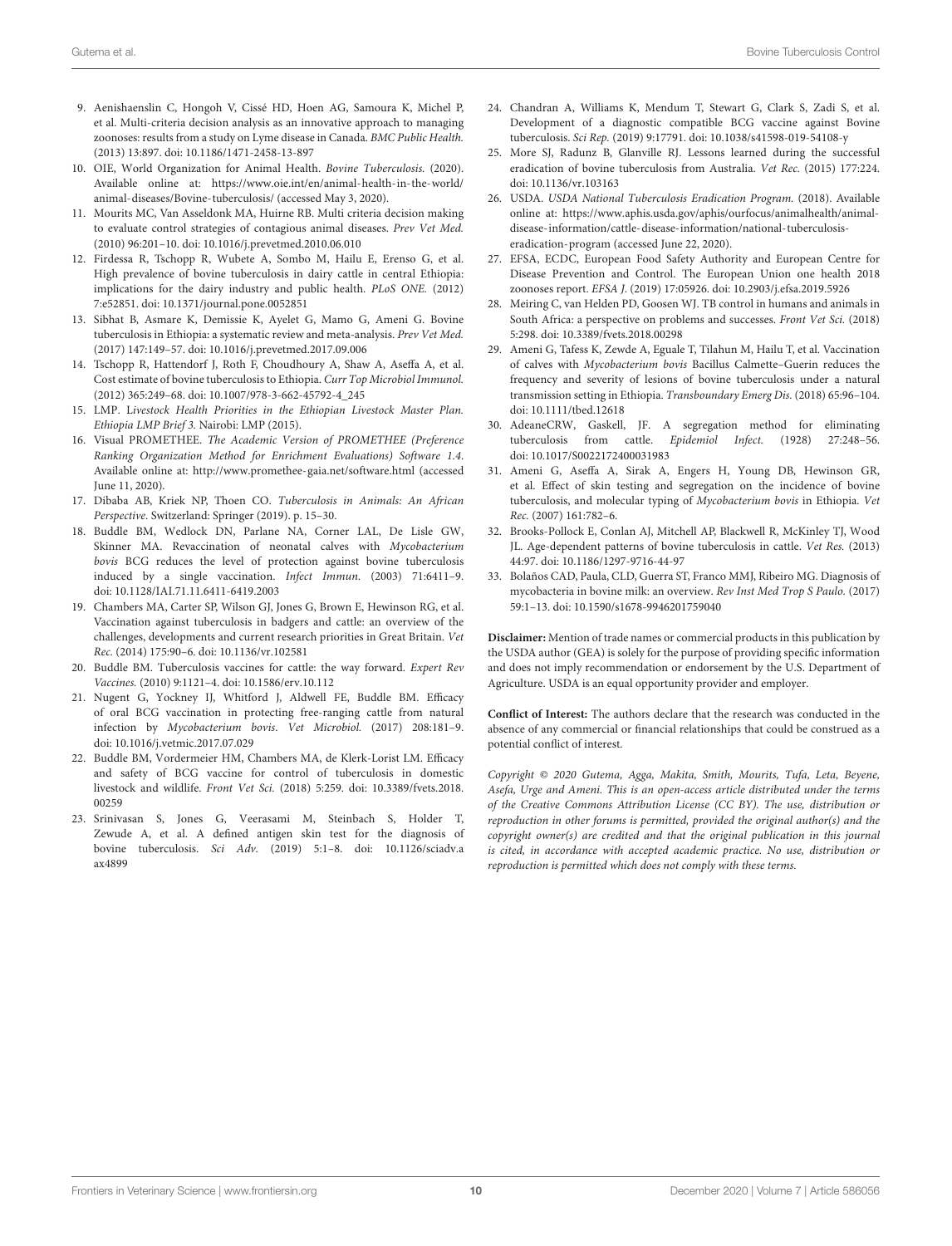9. Aenishaenslin C, Hongoh V, Cissé HD, Hoen AG, Samoura K, Michel P, et al. Multi-criteria decision analysis as an innovative approach to managing zoonoses: results from a study on Lyme disease in Canada. *BMC Public Health.* (2013) 13:897. doi: 10.1186/1471-2458-13-897
10. OIE, World Organization for Animal Health. *Bovine Tuberculosis.* (2020). Available online at: https://www.oie.int/en/animal-health-in-the-world/animal-diseases/Bovine-tuberculosis/ (accessed May 3, 2020).
11. Mourits MC, Van Asseldonk MA, Huirne RB. Multi criteria decision making to evaluate control strategies of contagious animal diseases. *Prev Vet Med.* (2010) 96:201–10. doi: 10.1016/j.prevetmed.2010.06.010
12. Firdessa R, Tschopp R, Wubete A, Sombo M, Hailu E, Erenso G, et al. High prevalence of bovine tuberculosis in dairy cattle in central Ethiopia: implications for the dairy industry and public health. *PLoS ONE.* (2012) 7:e52851. doi: 10.1371/journal.pone.0052851
13. Sibhat B, Asmare K, Demissie K, Ayelet G, Mamo G, Ameni G. Bovine tuberculosis in Ethiopia: a systematic review and meta-analysis. *Prev Vet Med.* (2017) 147:149–57. doi: 10.1016/j.prevetmed.2017.09.006
14. Tschopp R, Hattendorf J, Roth F, Choudhoury A, Shaw A, Aseffa A, et al. Cost estimate of bovine tuberculosis to Ethiopia. *Curr Top Microbiol Immunol.* (2012) 365:249–68. doi: 10.1007/978-3-662-45792-4_245
15. LMP. *Livestock Health Priorities in the Ethiopian Livestock Master Plan. Ethiopia LMP Brief 3.* Nairobi: LMP (2015).
16. Visual PROMETHEE. *The Academic Version of PROMETHEE (Preference Ranking Organization Method for Enrichment Evaluations) Software 1.4.* Available online at: http://www.promethee-gaia.net/software.html (accessed June 11, 2020).
17. Dibaba AB, Kriek NP, Thoen CO. *Tuberculosis in Animals: An African Perspective.* Switzerland: Springer (2019). p. 15–30.
18. Buddle BM, Wedlock DN, Parlane NA, Corner LAL, De Lisle GW, Skinner MA. Revaccination of neonatal calves with *Mycobacterium bovis* BCG reduces the level of protection against bovine tuberculosis induced by a single vaccination. *Infect Immun.* (2003) 71:6411–9. doi: 10.1128/IAI.71.11.6411-6419.2003
19. Chambers MA, Carter SP, Wilson GJ, Jones G, Brown E, Hewinson RG, et al. Vaccination against tuberculosis in badgers and cattle: an overview of the challenges, developments and current research priorities in Great Britain. *Vet Rec.* (2014) 175:90–6. doi: 10.1136/vr.102581
20. Buddle BM. Tuberculosis vaccines for cattle: the way forward. *Expert Rev Vaccines.* (2010) 9:1121–4. doi: 10.1586/erv.10.112
21. Nugent G, Yockney IJ, Whitford J, Aldwell FE, Buddle BM. Efficacy of oral BCG vaccination in protecting free-ranging cattle from natural infection by *Mycobacterium bovis*. *Vet Microbiol.* (2017) 208:181–9. doi: 10.1016/j.vetmic.2017.07.029
22. Buddle BM, Vordermeier HM, Chambers MA, de Klerk-Lorist LM. Efficacy and safety of BCG vaccine for control of tuberculosis in domestic livestock and wildlife. *Front Vet Sci.* (2018) 5:259. doi: 10.3389/fvets.2018.00259
23. Srinivasan S, Jones G, Veerasami M, Steinbach S, Holder T, Zewude A, et al. A defined antigen skin test for the diagnosis of bovine tuberculosis. *Sci Adv.* (2019) 5:1–8. doi: 10.1126/sciadv.aax4899
24. Chandran A, Williams K, Mendum T, Stewart G, Clark S, Zadi S, et al. Development of a diagnostic compatible BCG vaccine against Bovine tuberculosis. *Sci Rep.* (2019) 9:17791. doi: 10.1038/s41598-019-54108-y
25. More SJ, Radunz B, Glanville RJ. Lessons learned during the successful eradication of bovine tuberculosis from Australia. *Vet Rec.* (2015) 177:224. doi: 10.1136/vr.103163
26. USDA. *USDA National Tuberculosis Eradication Program.* (2018). Available online at: https://www.aphis.usda.gov/aphis/ourfocus/animalhealth/animal-disease-information/cattle-disease-information/national-tuberculosis-eradication-program (accessed June 22, 2020).
27. EFSA, ECDC, European Food Safety Authority and European Centre for Disease Prevention and Control. The European Union one health 2018 zoonoses report. *EFSA J.* (2019) 17:05926. doi: 10.2903/j.efsa.2019.5926
28. Meiring C, van Helden PD, Goosen WJ. TB control in humans and animals in South Africa: a perspective on problems and successes. *Front Vet Sci.* (2018) 5:298. doi: 10.3389/fvets.2018.00298
29. Ameni G, Tafess K, Zewde A, Eguale T, Tilahun M, Hailu T, et al. Vaccination of calves with *Mycobacterium bovis* Bacillus Calmette–Guerin reduces the frequency and severity of lesions of bovine tuberculosis under a natural transmission setting in Ethiopia. *Transboundary Emerg Dis.* (2018) 65:96–104. doi: 10.1111/tbed.12618
30. AdeaneCRW, Gaskell, JF. A segregation method for eliminating tuberculosis from cattle. *Epidemiol Infect.* (1928) 27:248–56. doi: 10.1017/S0022172400031983
31. Ameni G, Aseffa A, Sirak A, Engers H, Young DB, Hewinson GR, et al. Effect of skin testing and segregation on the incidence of bovine tuberculosis, and molecular typing of *Mycobacterium bovis* in Ethiopia. *Vet Rec.* (2007) 161:782–6.
32. Brooks-Pollock E, Conlan AJ, Mitchell AP, Blackwell R, McKinley TJ, Wood JL. Age-dependent patterns of bovine tuberculosis in cattle. *Vet Res.* (2013) 44:97. doi: 10.1186/1297-9716-44-97
33. Bolaños CAD, Paula, CLD, Guerra ST, Franco MMJ, Ribeiro MG. Diagnosis of mycobacteria in bovine milk: an overview. *Rev Inst Med Trop S Paulo.* (2017) 59:1–13. doi: 10.1590/s1678-9946201759040

**Disclaimer:** Mention of trade names or commercial products in this publication by the USDA author (GEA) is solely for the purpose of providing specific information and does not imply recommendation or endorsement by the U.S. Department of Agriculture. USDA is an equal opportunity provider and employer.

**Conflict of Interest:** The authors declare that the research was conducted in the absence of any commercial or financial relationships that could be construed as a potential conflict of interest.

*Copyright © 2020 Gutema, Agga, Makita, Smith, Mourits, Tufa, Leta, Beyene, Asefa, Urge and Ameni. This is an open-access article distributed under the terms of the Creative Commons Attribution License (CC BY). The use, distribution or reproduction in other forums is permitted, provided the original author(s) and the copyright owner(s) are credited and that the original publication in this journal is cited, in accordance with accepted academic practice. No use, distribution or reproduction is permitted which does not comply with these terms.*